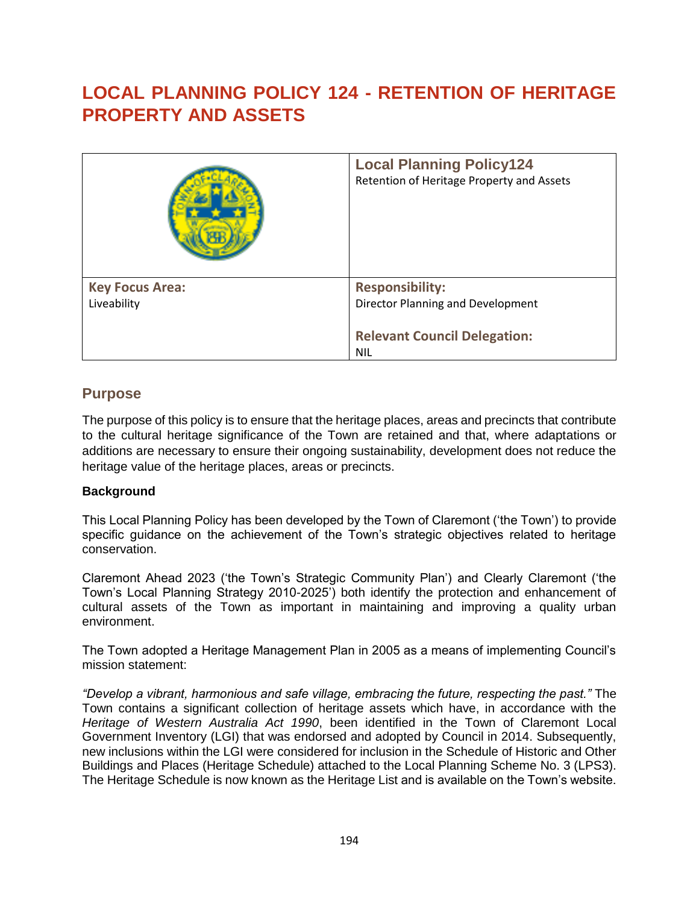# LOCAL PLANNING POLICY 124 - RETENTION OF HERITAGE PROPERTY AND ASSETS

| | **Local Planning Policy124**<br>Retention of Heritage Property and Assets |
|---|---|
| **Key Focus Area:**<br>Liveability | **Responsibility:**<br>Director Planning and Development<br><br>**Relevant Council Delegation:**<br>NIL |

## Purpose

The purpose of this policy is to ensure that the heritage places, areas and precincts that contribute to the cultural heritage significance of the Town are retained and that, where adaptations or additions are necessary to ensure their ongoing sustainability, development does not reduce the heritage value of the heritage places, areas or precincts.

**Background**

This Local Planning Policy has been developed by the Town of Claremont ('the Town') to provide specific guidance on the achievement of the Town's strategic objectives related to heritage conservation.

Claremont Ahead 2023 ('the Town's Strategic Community Plan') and Clearly Claremont ('the Town's Local Planning Strategy 2010-2025') both identify the protection and enhancement of cultural assets of the Town as important in maintaining and improving a quality urban environment.

The Town adopted a Heritage Management Plan in 2005 as a means of implementing Council's mission statement:

*"Develop a vibrant, harmonious and safe village, embracing the future, respecting the past."* The Town contains a significant collection of heritage assets which have, in accordance with the *Heritage of Western Australia Act 1990*, been identified in the Town of Claremont Local Government Inventory (LGI) that was endorsed and adopted by Council in 2014. Subsequently, new inclusions within the LGI were considered for inclusion in the Schedule of Historic and Other Buildings and Places (Heritage Schedule) attached to the Local Planning Scheme No. 3 (LPS3). The Heritage Schedule is now known as the Heritage List and is available on the Town's website.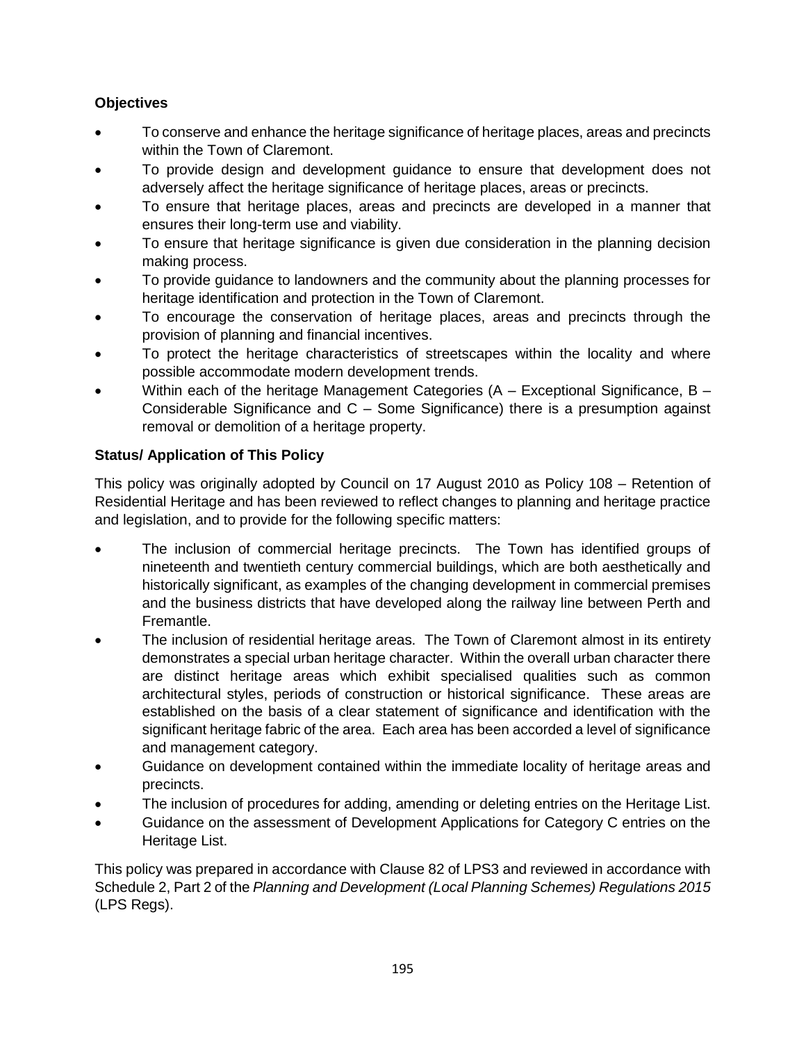**Objectives**

- To conserve and enhance the heritage significance of heritage places, areas and precincts within the Town of Claremont.
- To provide design and development guidance to ensure that development does not adversely affect the heritage significance of heritage places, areas or precincts.
- To ensure that heritage places, areas and precincts are developed in a manner that ensures their long-term use and viability.
- To ensure that heritage significance is given due consideration in the planning decision making process.
- To provide guidance to landowners and the community about the planning processes for heritage identification and protection in the Town of Claremont.
- To encourage the conservation of heritage places, areas and precincts through the provision of planning and financial incentives.
- To protect the heritage characteristics of streetscapes within the locality and where possible accommodate modern development trends.
- Within each of the heritage Management Categories (A – Exceptional Significance, B – Considerable Significance and C – Some Significance) there is a presumption against removal or demolition of a heritage property.

**Status/ Application of This Policy**

This policy was originally adopted by Council on 17 August 2010 as Policy 108 – Retention of Residential Heritage and has been reviewed to reflect changes to planning and heritage practice and legislation, and to provide for the following specific matters:

- The inclusion of commercial heritage precincts. The Town has identified groups of nineteenth and twentieth century commercial buildings, which are both aesthetically and historically significant, as examples of the changing development in commercial premises and the business districts that have developed along the railway line between Perth and Fremantle.
- The inclusion of residential heritage areas. The Town of Claremont almost in its entirety demonstrates a special urban heritage character. Within the overall urban character there are distinct heritage areas which exhibit specialised qualities such as common architectural styles, periods of construction or historical significance. These areas are established on the basis of a clear statement of significance and identification with the significant heritage fabric of the area. Each area has been accorded a level of significance and management category.
- Guidance on development contained within the immediate locality of heritage areas and precincts.
- The inclusion of procedures for adding, amending or deleting entries on the Heritage List.
- Guidance on the assessment of Development Applications for Category C entries on the Heritage List.

This policy was prepared in accordance with Clause 82 of LPS3 and reviewed in accordance with Schedule 2, Part 2 of the *Planning and Development (Local Planning Schemes) Regulations 2015* (LPS Regs).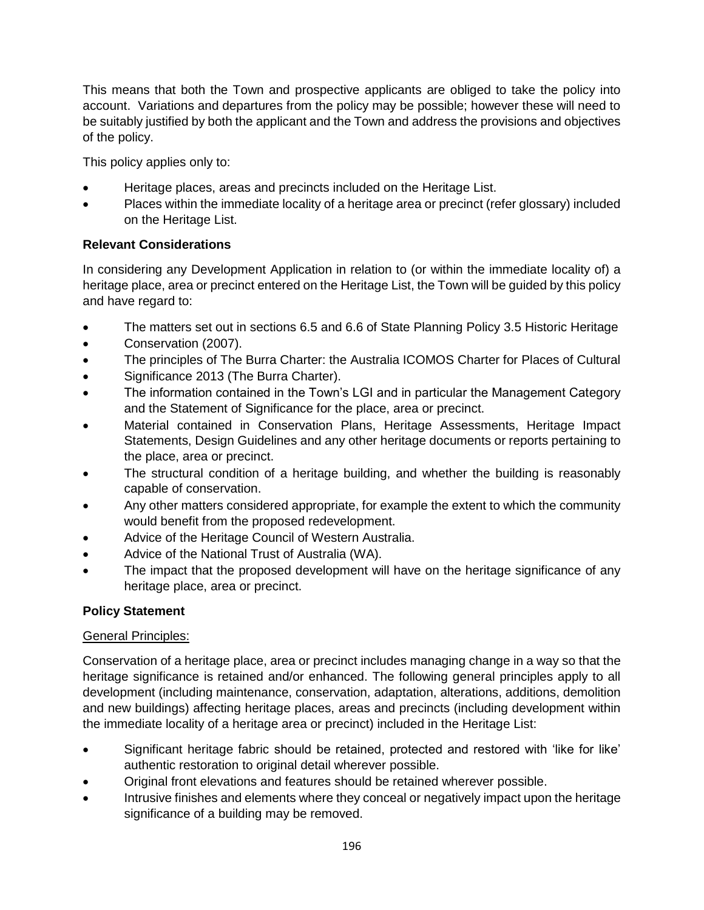This means that both the Town and prospective applicants are obliged to take the policy into account. Variations and departures from the policy may be possible; however these will need to be suitably justified by both the applicant and the Town and address the provisions and objectives of the policy.

This policy applies only to:

- Heritage places, areas and precincts included on the Heritage List.
- Places within the immediate locality of a heritage area or precinct (refer glossary) included on the Heritage List.

**Relevant Considerations**

In considering any Development Application in relation to (or within the immediate locality of) a heritage place, area or precinct entered on the Heritage List, the Town will be guided by this policy and have regard to:

- The matters set out in sections 6.5 and 6.6 of State Planning Policy 3.5 Historic Heritage
- Conservation (2007).
- The principles of The Burra Charter: the Australia ICOMOS Charter for Places of Cultural
- Significance 2013 (The Burra Charter).
- The information contained in the Town's LGI and in particular the Management Category and the Statement of Significance for the place, area or precinct.
- Material contained in Conservation Plans, Heritage Assessments, Heritage Impact Statements, Design Guidelines and any other heritage documents or reports pertaining to the place, area or precinct.
- The structural condition of a heritage building, and whether the building is reasonably capable of conservation.
- Any other matters considered appropriate, for example the extent to which the community would benefit from the proposed redevelopment.
- Advice of the Heritage Council of Western Australia.
- Advice of the National Trust of Australia (WA).
- The impact that the proposed development will have on the heritage significance of any heritage place, area or precinct.

**Policy Statement**

General Principles:

Conservation of a heritage place, area or precinct includes managing change in a way so that the heritage significance is retained and/or enhanced. The following general principles apply to all development (including maintenance, conservation, adaptation, alterations, additions, demolition and new buildings) affecting heritage places, areas and precincts (including development within the immediate locality of a heritage area or precinct) included in the Heritage List:

- Significant heritage fabric should be retained, protected and restored with 'like for like' authentic restoration to original detail wherever possible.
- Original front elevations and features should be retained wherever possible.
- Intrusive finishes and elements where they conceal or negatively impact upon the heritage significance of a building may be removed.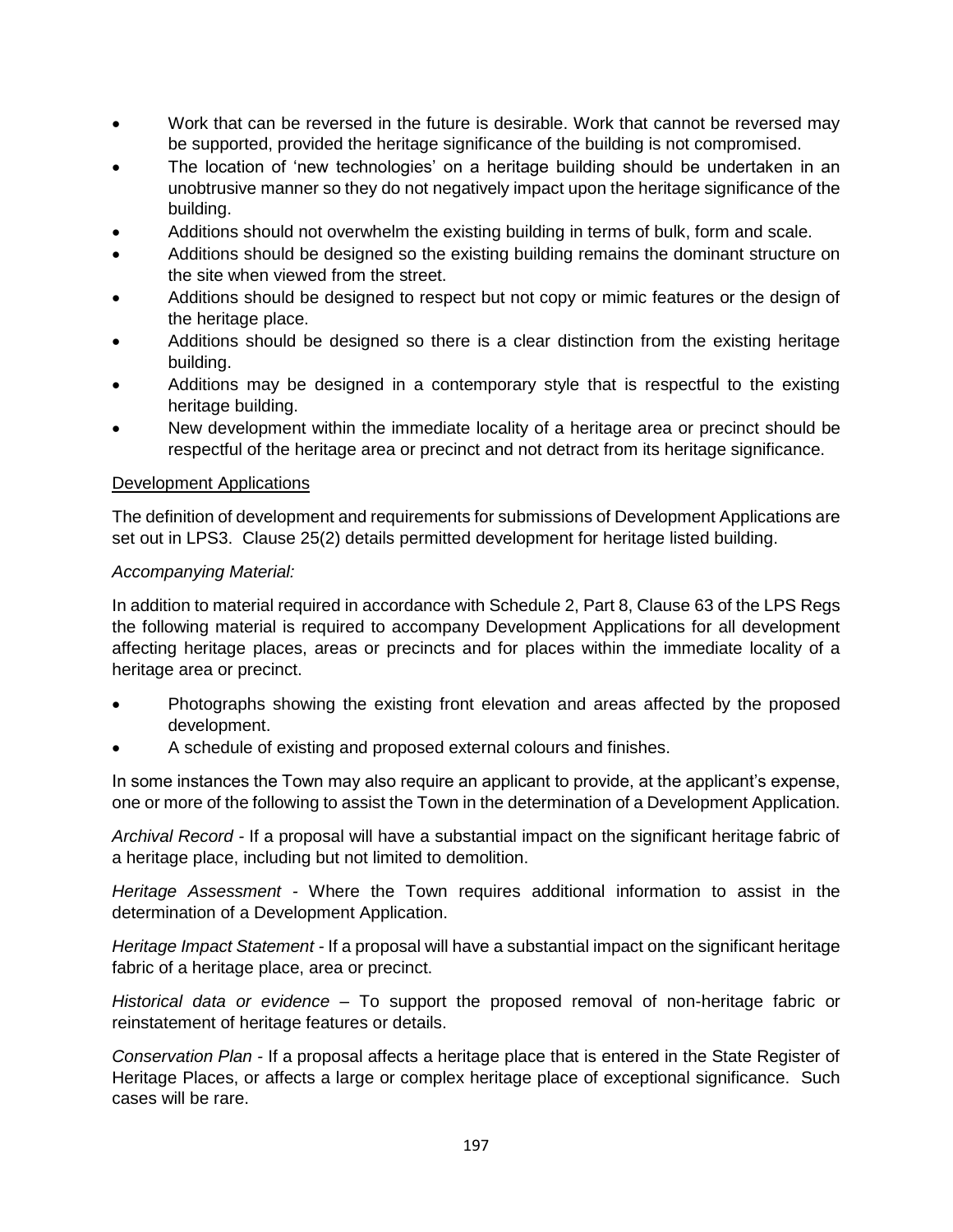- Work that can be reversed in the future is desirable. Work that cannot be reversed may be supported, provided the heritage significance of the building is not compromised.
- The location of 'new technologies' on a heritage building should be undertaken in an unobtrusive manner so they do not negatively impact upon the heritage significance of the building.
- Additions should not overwhelm the existing building in terms of bulk, form and scale.
- Additions should be designed so the existing building remains the dominant structure on the site when viewed from the street.
- Additions should be designed to respect but not copy or mimic features or the design of the heritage place.
- Additions should be designed so there is a clear distinction from the existing heritage building.
- Additions may be designed in a contemporary style that is respectful to the existing heritage building.
- New development within the immediate locality of a heritage area or precinct should be respectful of the heritage area or precinct and not detract from its heritage significance.

<u>Development Applications</u>

The definition of development and requirements for submissions of Development Applications are set out in LPS3. Clause 25(2) details permitted development for heritage listed building.

*Accompanying Material:*

In addition to material required in accordance with Schedule 2, Part 8, Clause 63 of the LPS Regs the following material is required to accompany Development Applications for all development affecting heritage places, areas or precincts and for places within the immediate locality of a heritage area or precinct.

- Photographs showing the existing front elevation and areas affected by the proposed development.
- A schedule of existing and proposed external colours and finishes.

In some instances the Town may also require an applicant to provide, at the applicant's expense, one or more of the following to assist the Town in the determination of a Development Application.

*Archival Record* - If a proposal will have a substantial impact on the significant heritage fabric of a heritage place, including but not limited to demolition.

*Heritage Assessment* - Where the Town requires additional information to assist in the determination of a Development Application.

*Heritage Impact Statement* - If a proposal will have a substantial impact on the significant heritage fabric of a heritage place, area or precinct.

*Historical data or evidence* – To support the proposed removal of non-heritage fabric or reinstatement of heritage features or details.

*Conservation Plan* - If a proposal affects a heritage place that is entered in the State Register of Heritage Places, or affects a large or complex heritage place of exceptional significance. Such cases will be rare.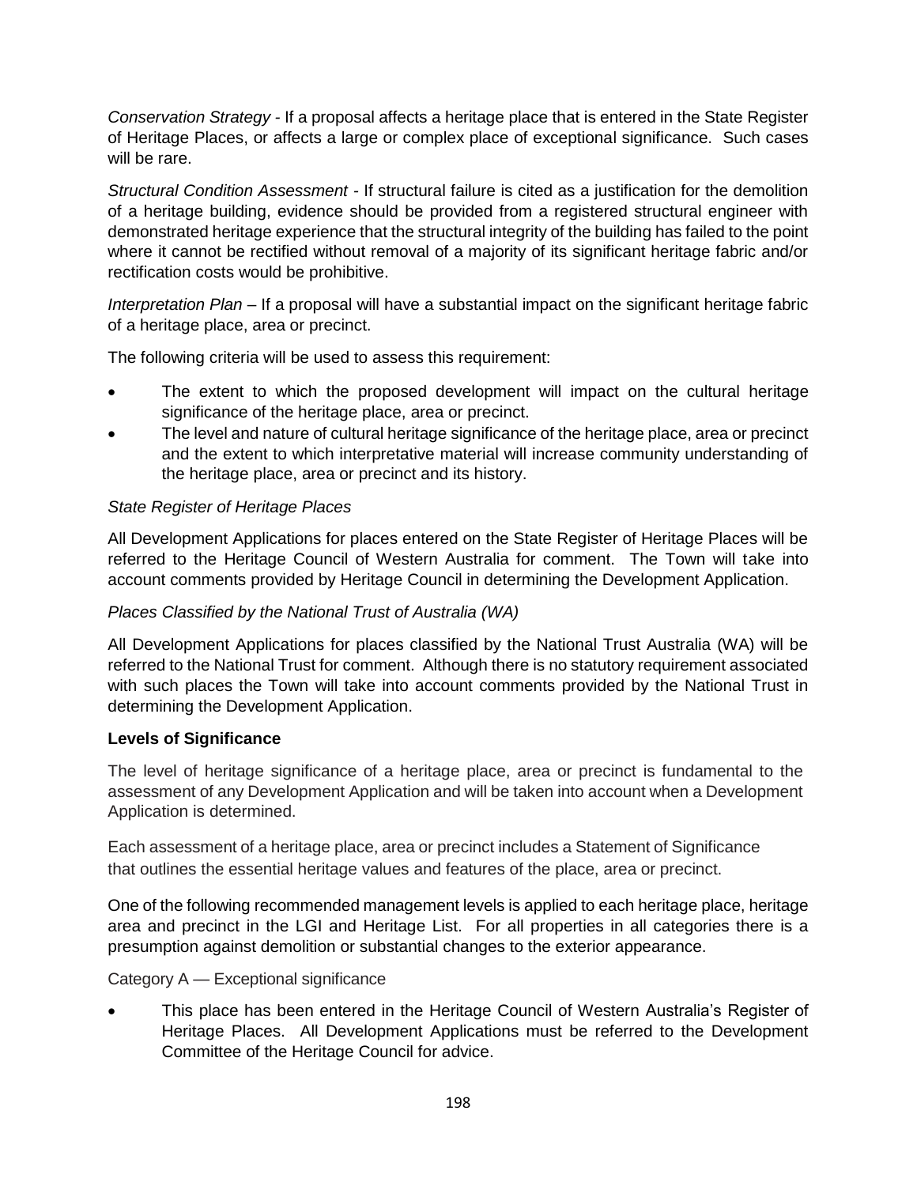*Conservation Strategy* - If a proposal affects a heritage place that is entered in the State Register of Heritage Places, or affects a large or complex place of exceptional significance. Such cases will be rare.

*Structural Condition Assessment* - If structural failure is cited as a justification for the demolition of a heritage building, evidence should be provided from a registered structural engineer with demonstrated heritage experience that the structural integrity of the building has failed to the point where it cannot be rectified without removal of a majority of its significant heritage fabric and/or rectification costs would be prohibitive.

*Interpretation Plan* – If a proposal will have a substantial impact on the significant heritage fabric of a heritage place, area or precinct.

The following criteria will be used to assess this requirement:

- The extent to which the proposed development will impact on the cultural heritage significance of the heritage place, area or precinct.
- The level and nature of cultural heritage significance of the heritage place, area or precinct and the extent to which interpretative material will increase community understanding of the heritage place, area or precinct and its history.

*State Register of Heritage Places*

All Development Applications for places entered on the State Register of Heritage Places will be referred to the Heritage Council of Western Australia for comment. The Town will take into account comments provided by Heritage Council in determining the Development Application.

*Places Classified by the National Trust of Australia (WA)*

All Development Applications for places classified by the National Trust Australia (WA) will be referred to the National Trust for comment. Although there is no statutory requirement associated with such places the Town will take into account comments provided by the National Trust in determining the Development Application.

**Levels of Significance**

The level of heritage significance of a heritage place, area or precinct is fundamental to the assessment of any Development Application and will be taken into account when a Development Application is determined.

Each assessment of a heritage place, area or precinct includes a Statement of Significance that outlines the essential heritage values and features of the place, area or precinct.

One of the following recommended management levels is applied to each heritage place, heritage area and precinct in the LGI and Heritage List. For all properties in all categories there is a presumption against demolition or substantial changes to the exterior appearance.

Category A — Exceptional significance

- This place has been entered in the Heritage Council of Western Australia's Register of Heritage Places. All Development Applications must be referred to the Development Committee of the Heritage Council for advice.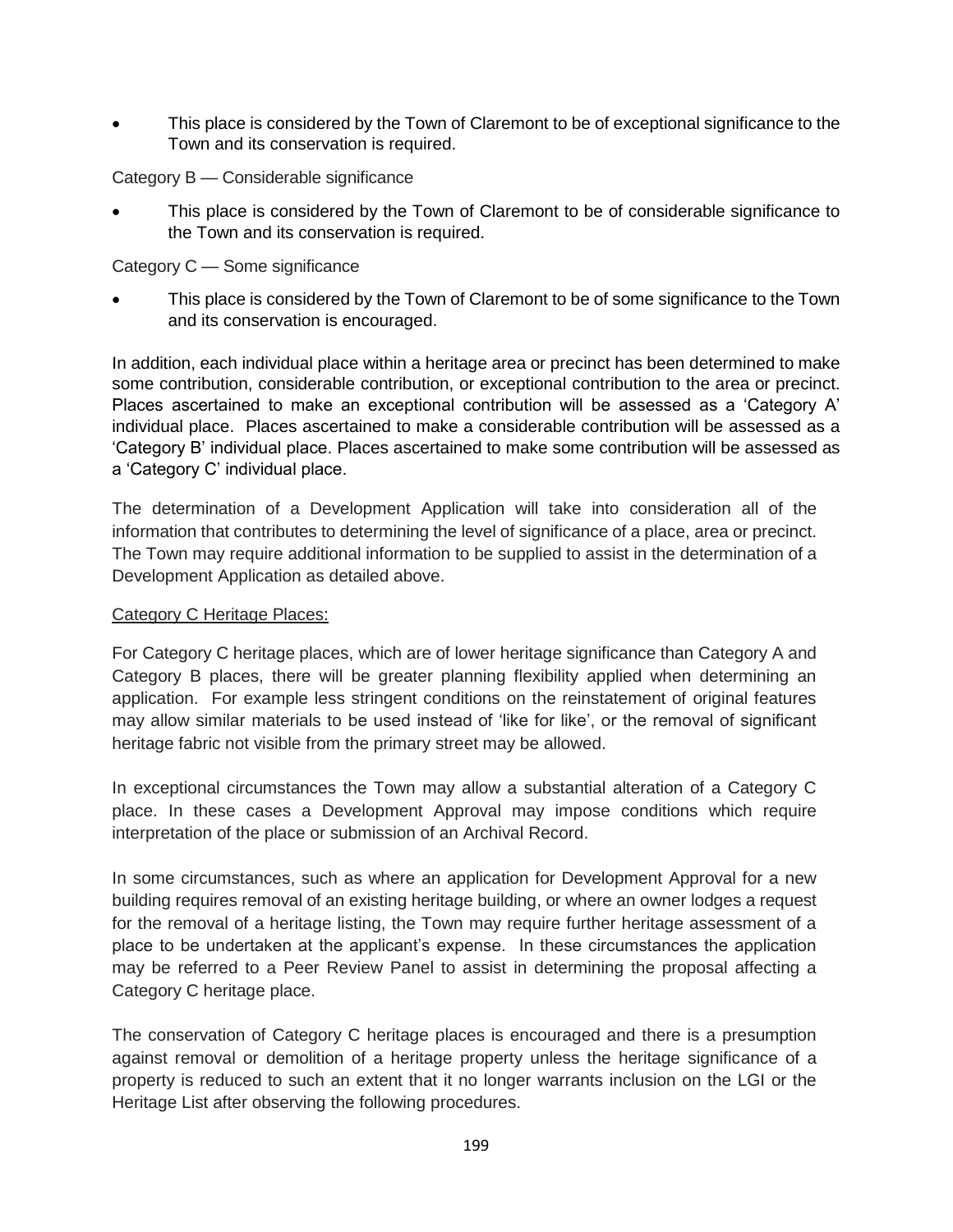- This place is considered by the Town of Claremont to be of exceptional significance to the Town and its conservation is required.

Category B — Considerable significance

- This place is considered by the Town of Claremont to be of considerable significance to the Town and its conservation is required.

Category C — Some significance

- This place is considered by the Town of Claremont to be of some significance to the Town and its conservation is encouraged.

In addition, each individual place within a heritage area or precinct has been determined to make some contribution, considerable contribution, or exceptional contribution to the area or precinct. Places ascertained to make an exceptional contribution will be assessed as a 'Category A' individual place. Places ascertained to make a considerable contribution will be assessed as a 'Category B' individual place. Places ascertained to make some contribution will be assessed as a 'Category C' individual place.

The determination of a Development Application will take into consideration all of the information that contributes to determining the level of significance of a place, area or precinct. The Town may require additional information to be supplied to assist in the determination of a Development Application as detailed above.

Category C Heritage Places:

For Category C heritage places, which are of lower heritage significance than Category A and Category B places, there will be greater planning flexibility applied when determining an application. For example less stringent conditions on the reinstatement of original features may allow similar materials to be used instead of 'like for like', or the removal of significant heritage fabric not visible from the primary street may be allowed.

In exceptional circumstances the Town may allow a substantial alteration of a Category C place. In these cases a Development Approval may impose conditions which require interpretation of the place or submission of an Archival Record.

In some circumstances, such as where an application for Development Approval for a new building requires removal of an existing heritage building, or where an owner lodges a request for the removal of a heritage listing, the Town may require further heritage assessment of a place to be undertaken at the applicant's expense. In these circumstances the application may be referred to a Peer Review Panel to assist in determining the proposal affecting a Category C heritage place.

The conservation of Category C heritage places is encouraged and there is a presumption against removal or demolition of a heritage property unless the heritage significance of a property is reduced to such an extent that it no longer warrants inclusion on the LGI or the Heritage List after observing the following procedures.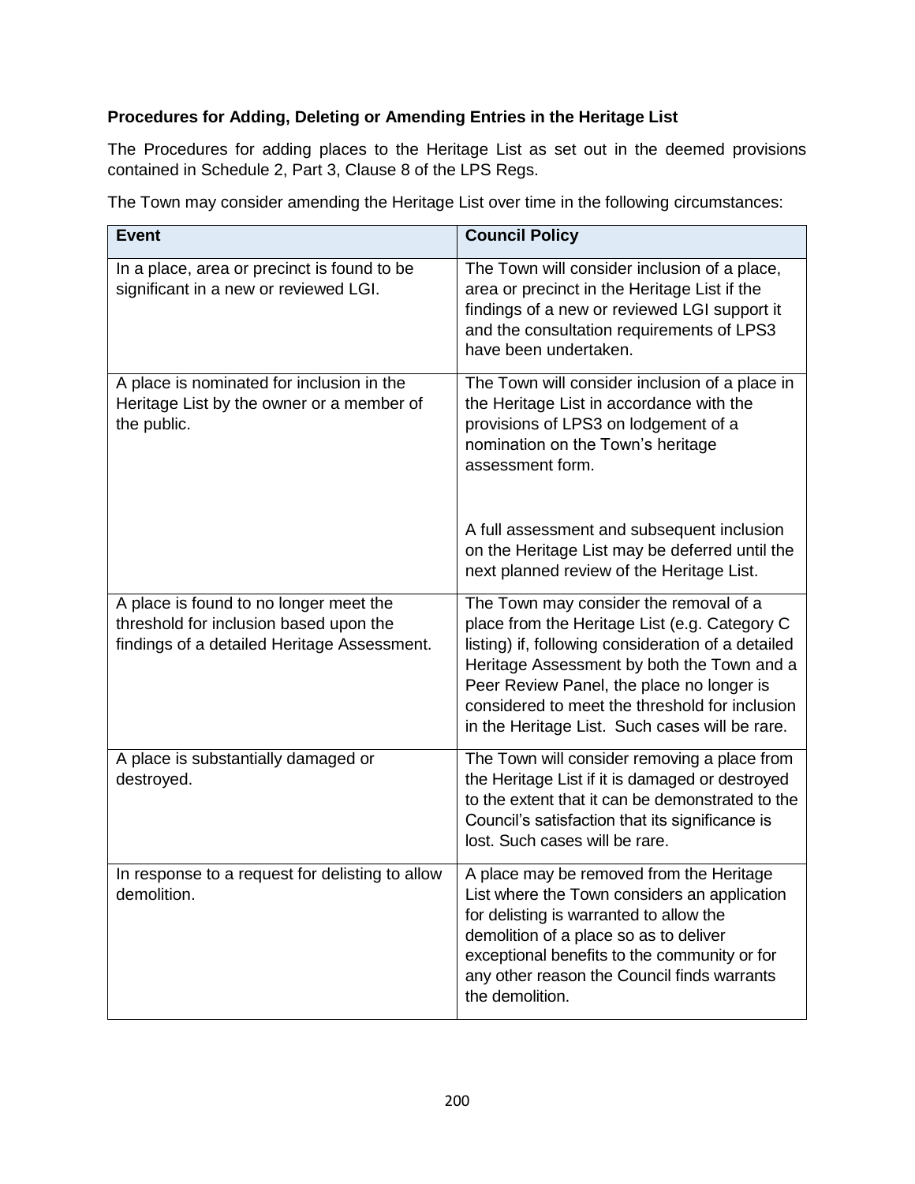**Procedures for Adding, Deleting or Amending Entries in the Heritage List**

The Procedures for adding places to the Heritage List as set out in the deemed provisions contained in Schedule 2, Part 3, Clause 8 of the LPS Regs.

The Town may consider amending the Heritage List over time in the following circumstances:

| Event | Council Policy |
|---|---|
| In a place, area or precinct is found to be significant in a new or reviewed LGI. | The Town will consider inclusion of a place, area or precinct in the Heritage List if the findings of a new or reviewed LGI support it and the consultation requirements of LPS3 have been undertaken. |
| A place is nominated for inclusion in the Heritage List by the owner or a member of the public. | The Town will consider inclusion of a place in the Heritage List in accordance with the provisions of LPS3 on lodgement of a nomination on the Town's heritage assessment form.<br><br>A full assessment and subsequent inclusion on the Heritage List may be deferred until the next planned review of the Heritage List. |
| A place is found to no longer meet the threshold for inclusion based upon the findings of a detailed Heritage Assessment. | The Town may consider the removal of a place from the Heritage List (e.g. Category C listing) if, following consideration of a detailed Heritage Assessment by both the Town and a Peer Review Panel, the place no longer is considered to meet the threshold for inclusion in the Heritage List. Such cases will be rare. |
| A place is substantially damaged or destroyed. | The Town will consider removing a place from the Heritage List if it is damaged or destroyed to the extent that it can be demonstrated to the Council's satisfaction that its significance is lost. Such cases will be rare. |
| In response to a request for delisting to allow demolition. | A place may be removed from the Heritage List where the Town considers an application for delisting is warranted to allow the demolition of a place so as to deliver exceptional benefits to the community or for any other reason the Council finds warrants the demolition. |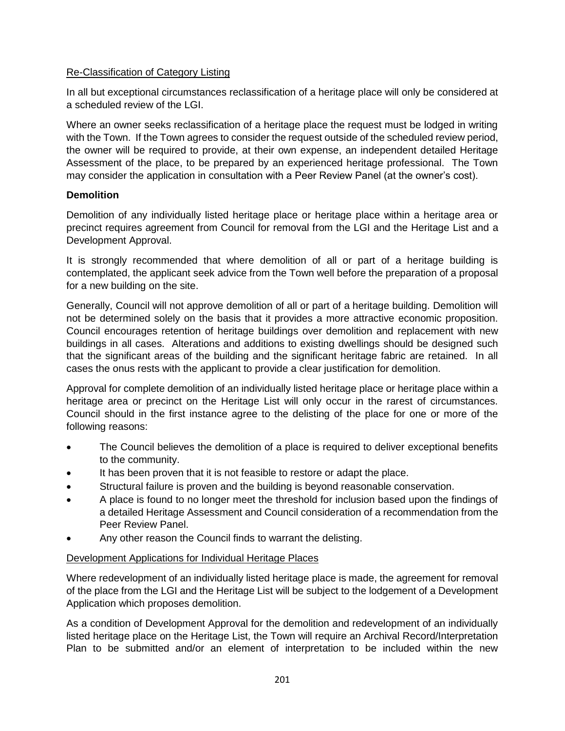Re-Classification of Category Listing

In all but exceptional circumstances reclassification of a heritage place will only be considered at a scheduled review of the LGI.

Where an owner seeks reclassification of a heritage place the request must be lodged in writing with the Town. If the Town agrees to consider the request outside of the scheduled review period, the owner will be required to provide, at their own expense, an independent detailed Heritage Assessment of the place, to be prepared by an experienced heritage professional. The Town may consider the application in consultation with a Peer Review Panel (at the owner's cost).

**Demolition**

Demolition of any individually listed heritage place or heritage place within a heritage area or precinct requires agreement from Council for removal from the LGI and the Heritage List and a Development Approval.

It is strongly recommended that where demolition of all or part of a heritage building is contemplated, the applicant seek advice from the Town well before the preparation of a proposal for a new building on the site.

Generally, Council will not approve demolition of all or part of a heritage building. Demolition will not be determined solely on the basis that it provides a more attractive economic proposition. Council encourages retention of heritage buildings over demolition and replacement with new buildings in all cases. Alterations and additions to existing dwellings should be designed such that the significant areas of the building and the significant heritage fabric are retained. In all cases the onus rests with the applicant to provide a clear justification for demolition.

Approval for complete demolition of an individually listed heritage place or heritage place within a heritage area or precinct on the Heritage List will only occur in the rarest of circumstances. Council should in the first instance agree to the delisting of the place for one or more of the following reasons:

- The Council believes the demolition of a place is required to deliver exceptional benefits to the community.
- It has been proven that it is not feasible to restore or adapt the place.
- Structural failure is proven and the building is beyond reasonable conservation.
- A place is found to no longer meet the threshold for inclusion based upon the findings of a detailed Heritage Assessment and Council consideration of a recommendation from the Peer Review Panel.
- Any other reason the Council finds to warrant the delisting.

Development Applications for Individual Heritage Places

Where redevelopment of an individually listed heritage place is made, the agreement for removal of the place from the LGI and the Heritage List will be subject to the lodgement of a Development Application which proposes demolition.

As a condition of Development Approval for the demolition and redevelopment of an individually listed heritage place on the Heritage List, the Town will require an Archival Record/Interpretation Plan to be submitted and/or an element of interpretation to be included within the new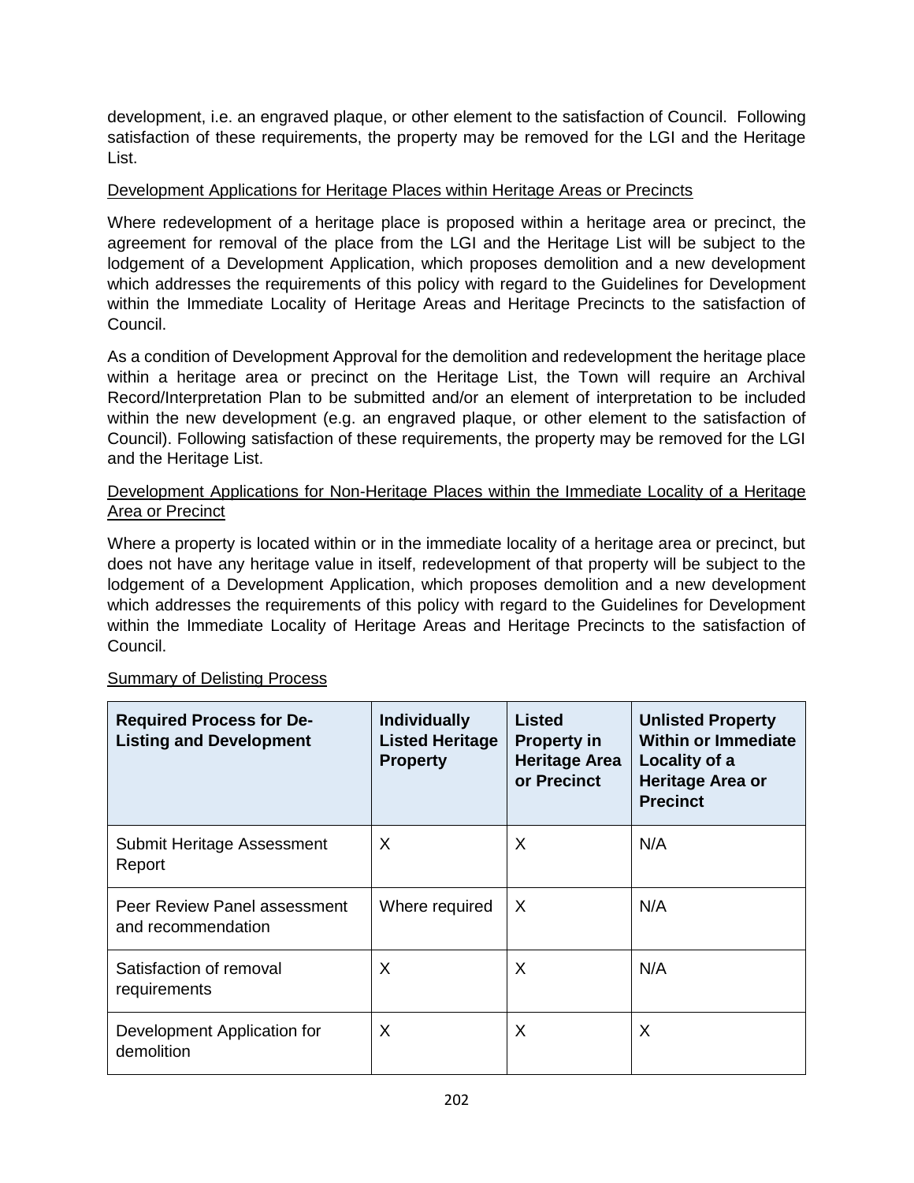development, i.e. an engraved plaque, or other element to the satisfaction of Council. Following satisfaction of these requirements, the property may be removed for the LGI and the Heritage List.

Development Applications for Heritage Places within Heritage Areas or Precincts

Where redevelopment of a heritage place is proposed within a heritage area or precinct, the agreement for removal of the place from the LGI and the Heritage List will be subject to the lodgement of a Development Application, which proposes demolition and a new development which addresses the requirements of this policy with regard to the Guidelines for Development within the Immediate Locality of Heritage Areas and Heritage Precincts to the satisfaction of Council.

As a condition of Development Approval for the demolition and redevelopment the heritage place within a heritage area or precinct on the Heritage List, the Town will require an Archival Record/Interpretation Plan to be submitted and/or an element of interpretation to be included within the new development (e.g. an engraved plaque, or other element to the satisfaction of Council). Following satisfaction of these requirements, the property may be removed for the LGI and the Heritage List.

Development Applications for Non-Heritage Places within the Immediate Locality of a Heritage Area or Precinct

Where a property is located within or in the immediate locality of a heritage area or precinct, but does not have any heritage value in itself, redevelopment of that property will be subject to the lodgement of a Development Application, which proposes demolition and a new development which addresses the requirements of this policy with regard to the Guidelines for Development within the Immediate Locality of Heritage Areas and Heritage Precincts to the satisfaction of Council.

Summary of Delisting Process

| Required Process for De-Listing and Development | Individually Listed Heritage Property | Listed Property in Heritage Area or Precinct | Unlisted Property Within or Immediate Locality of a Heritage Area or Precinct |
|---|---|---|---|
| Submit Heritage Assessment Report | X | X | N/A |
| Peer Review Panel assessment and recommendation | Where required | X | N/A |
| Satisfaction of removal requirements | X | X | N/A |
| Development Application for demolition | X | X | X |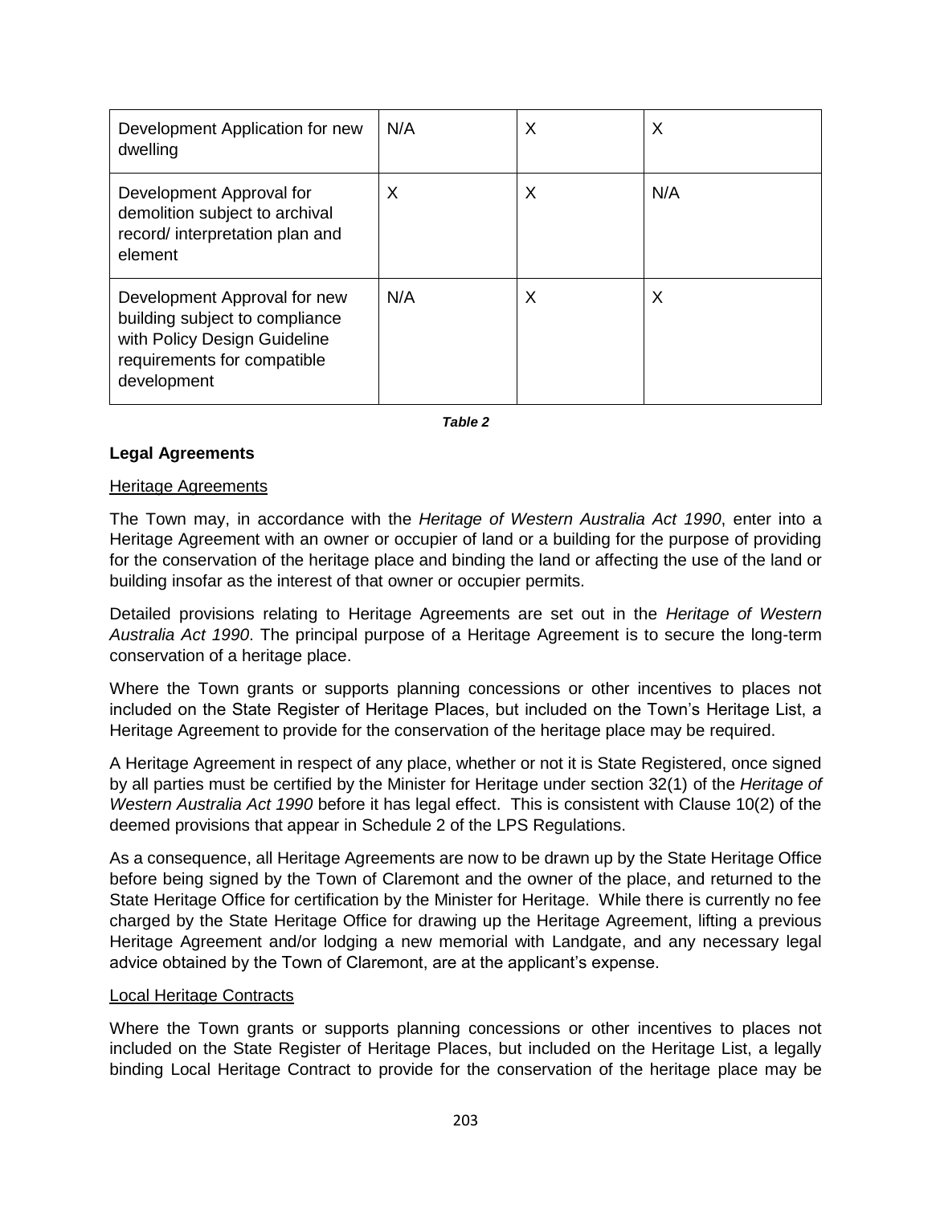| | | | |
|---|---|---|---|
| Development Application for new dwelling | N/A | X | X |
| Development Approval for demolition subject to archival record/ interpretation plan and element | X | X | N/A |
| Development Approval for new building subject to compliance with Policy Design Guideline requirements for compatible development | N/A | X | X |

***Table 2***

**Legal Agreements**

<u>Heritage Agreements</u>

The Town may, in accordance with the *Heritage of Western Australia Act 1990*, enter into a Heritage Agreement with an owner or occupier of land or a building for the purpose of providing for the conservation of the heritage place and binding the land or affecting the use of the land or building insofar as the interest of that owner or occupier permits.

Detailed provisions relating to Heritage Agreements are set out in the *Heritage of Western Australia Act 1990*. The principal purpose of a Heritage Agreement is to secure the long-term conservation of a heritage place.

Where the Town grants or supports planning concessions or other incentives to places not included on the State Register of Heritage Places, but included on the Town's Heritage List, a Heritage Agreement to provide for the conservation of the heritage place may be required.

A Heritage Agreement in respect of any place, whether or not it is State Registered, once signed by all parties must be certified by the Minister for Heritage under section 32(1) of the *Heritage of Western Australia Act 1990* before it has legal effect. This is consistent with Clause 10(2) of the deemed provisions that appear in Schedule 2 of the LPS Regulations.

As a consequence, all Heritage Agreements are now to be drawn up by the State Heritage Office before being signed by the Town of Claremont and the owner of the place, and returned to the State Heritage Office for certification by the Minister for Heritage. While there is currently no fee charged by the State Heritage Office for drawing up the Heritage Agreement, lifting a previous Heritage Agreement and/or lodging a new memorial with Landgate, and any necessary legal advice obtained by the Town of Claremont, are at the applicant's expense.

<u>Local Heritage Contracts</u>

Where the Town grants or supports planning concessions or other incentives to places not included on the State Register of Heritage Places, but included on the Heritage List, a legally binding Local Heritage Contract to provide for the conservation of the heritage place may be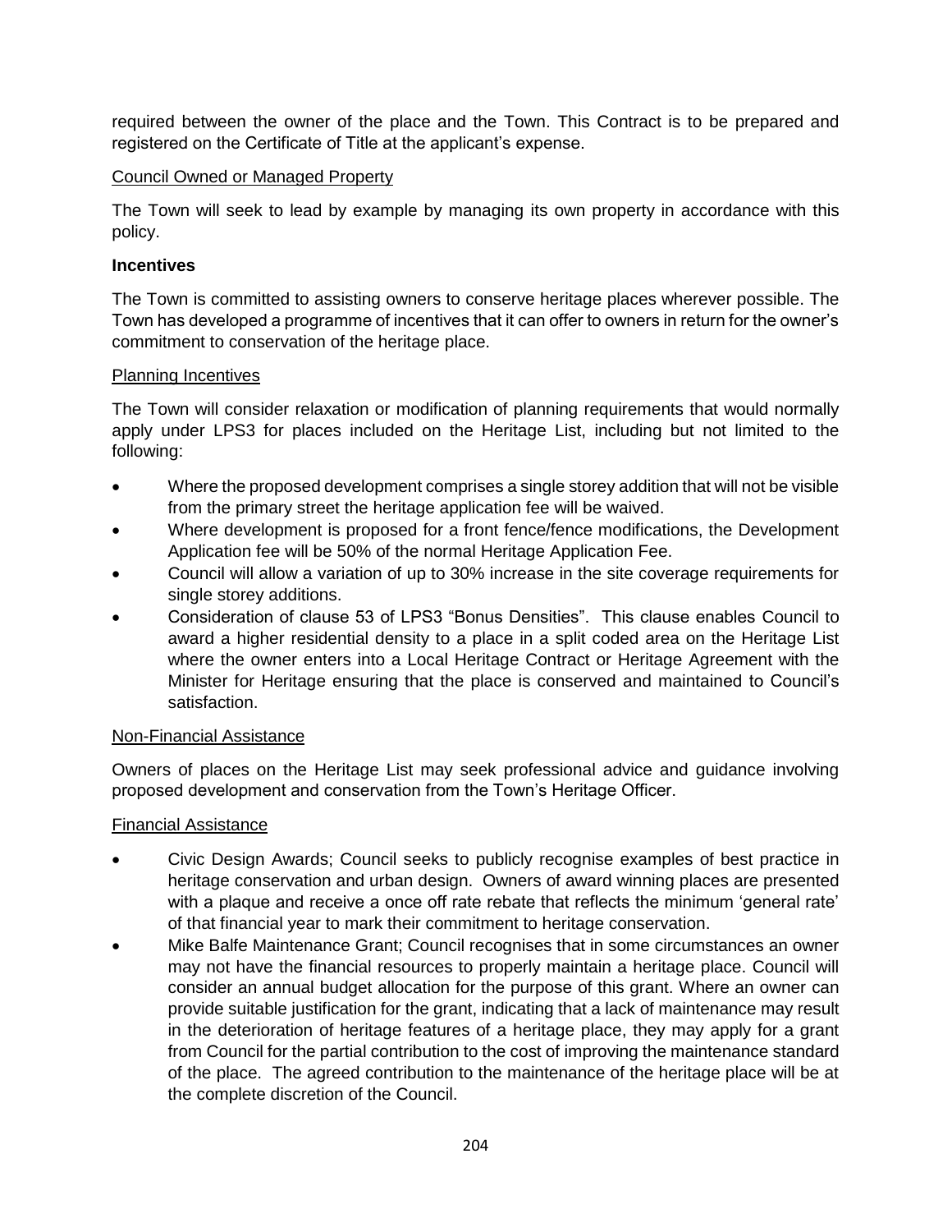required between the owner of the place and the Town. This Contract is to be prepared and registered on the Certificate of Title at the applicant's expense.

Council Owned or Managed Property

The Town will seek to lead by example by managing its own property in accordance with this policy.

**Incentives**

The Town is committed to assisting owners to conserve heritage places wherever possible. The Town has developed a programme of incentives that it can offer to owners in return for the owner's commitment to conservation of the heritage place.

Planning Incentives

The Town will consider relaxation or modification of planning requirements that would normally apply under LPS3 for places included on the Heritage List, including but not limited to the following:

- Where the proposed development comprises a single storey addition that will not be visible from the primary street the heritage application fee will be waived.
- Where development is proposed for a front fence/fence modifications, the Development Application fee will be 50% of the normal Heritage Application Fee.
- Council will allow a variation of up to 30% increase in the site coverage requirements for single storey additions.
- Consideration of clause 53 of LPS3 "Bonus Densities". This clause enables Council to award a higher residential density to a place in a split coded area on the Heritage List where the owner enters into a Local Heritage Contract or Heritage Agreement with the Minister for Heritage ensuring that the place is conserved and maintained to Council's satisfaction.

Non-Financial Assistance

Owners of places on the Heritage List may seek professional advice and guidance involving proposed development and conservation from the Town's Heritage Officer.

Financial Assistance

- Civic Design Awards; Council seeks to publicly recognise examples of best practice in heritage conservation and urban design. Owners of award winning places are presented with a plaque and receive a once off rate rebate that reflects the minimum 'general rate' of that financial year to mark their commitment to heritage conservation.
- Mike Balfe Maintenance Grant; Council recognises that in some circumstances an owner may not have the financial resources to properly maintain a heritage place. Council will consider an annual budget allocation for the purpose of this grant. Where an owner can provide suitable justification for the grant, indicating that a lack of maintenance may result in the deterioration of heritage features of a heritage place, they may apply for a grant from Council for the partial contribution to the cost of improving the maintenance standard of the place. The agreed contribution to the maintenance of the heritage place will be at the complete discretion of the Council.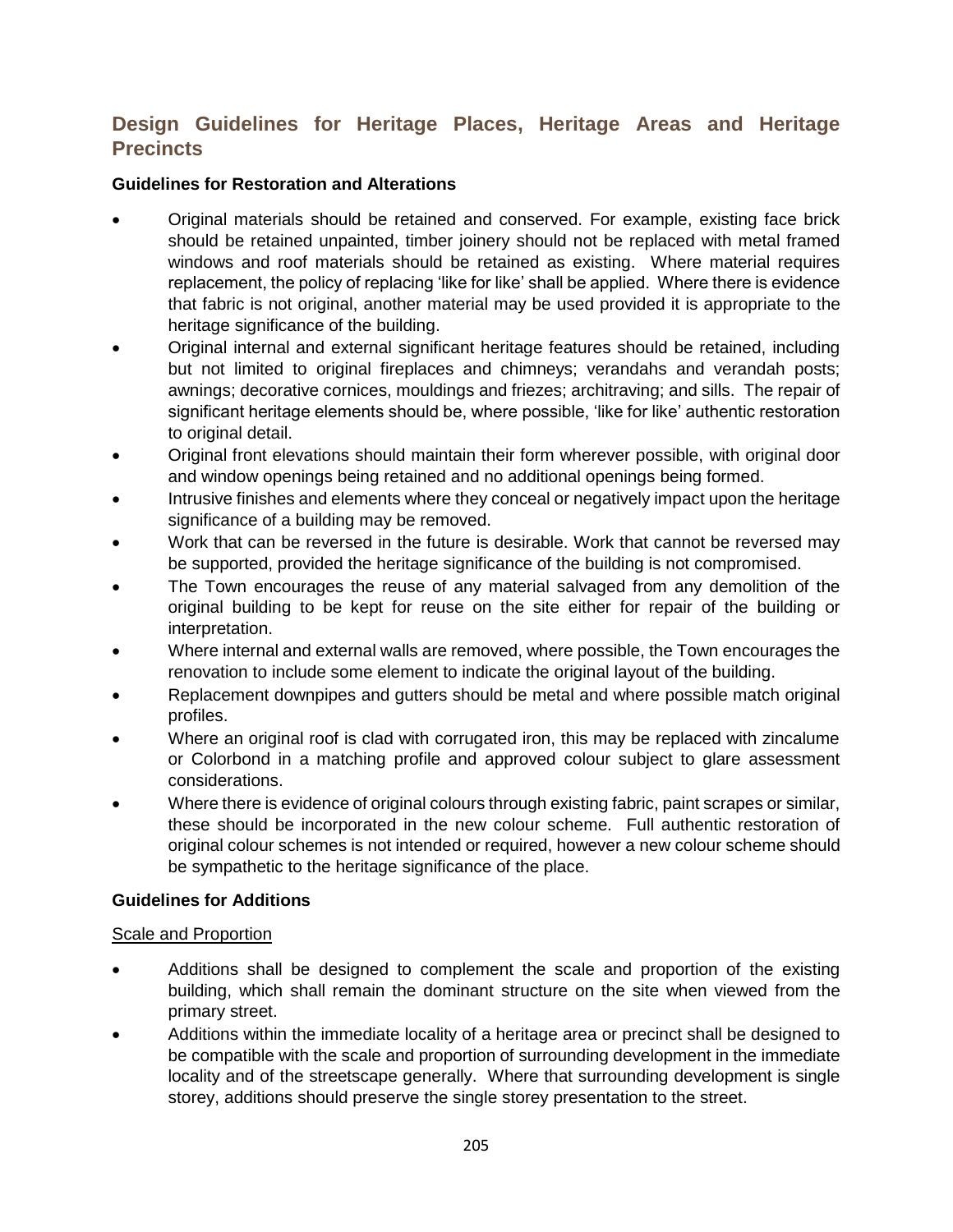## Design Guidelines for Heritage Places, Heritage Areas and Heritage Precincts

### Guidelines for Restoration and Alterations

- Original materials should be retained and conserved. For example, existing face brick should be retained unpainted, timber joinery should not be replaced with metal framed windows and roof materials should be retained as existing. Where material requires replacement, the policy of replacing 'like for like' shall be applied. Where there is evidence that fabric is not original, another material may be used provided it is appropriate to the heritage significance of the building.
- Original internal and external significant heritage features should be retained, including but not limited to original fireplaces and chimneys; verandahs and verandah posts; awnings; decorative cornices, mouldings and friezes; architraving; and sills. The repair of significant heritage elements should be, where possible, 'like for like' authentic restoration to original detail.
- Original front elevations should maintain their form wherever possible, with original door and window openings being retained and no additional openings being formed.
- Intrusive finishes and elements where they conceal or negatively impact upon the heritage significance of a building may be removed.
- Work that can be reversed in the future is desirable. Work that cannot be reversed may be supported, provided the heritage significance of the building is not compromised.
- The Town encourages the reuse of any material salvaged from any demolition of the original building to be kept for reuse on the site either for repair of the building or interpretation.
- Where internal and external walls are removed, where possible, the Town encourages the renovation to include some element to indicate the original layout of the building.
- Replacement downpipes and gutters should be metal and where possible match original profiles.
- Where an original roof is clad with corrugated iron, this may be replaced with zincalume or Colorbond in a matching profile and approved colour subject to glare assessment considerations.
- Where there is evidence of original colours through existing fabric, paint scrapes or similar, these should be incorporated in the new colour scheme. Full authentic restoration of original colour schemes is not intended or required, however a new colour scheme should be sympathetic to the heritage significance of the place.

### Guidelines for Additions

<u>Scale and Proportion</u>

- Additions shall be designed to complement the scale and proportion of the existing building, which shall remain the dominant structure on the site when viewed from the primary street.
- Additions within the immediate locality of a heritage area or precinct shall be designed to be compatible with the scale and proportion of surrounding development in the immediate locality and of the streetscape generally. Where that surrounding development is single storey, additions should preserve the single storey presentation to the street.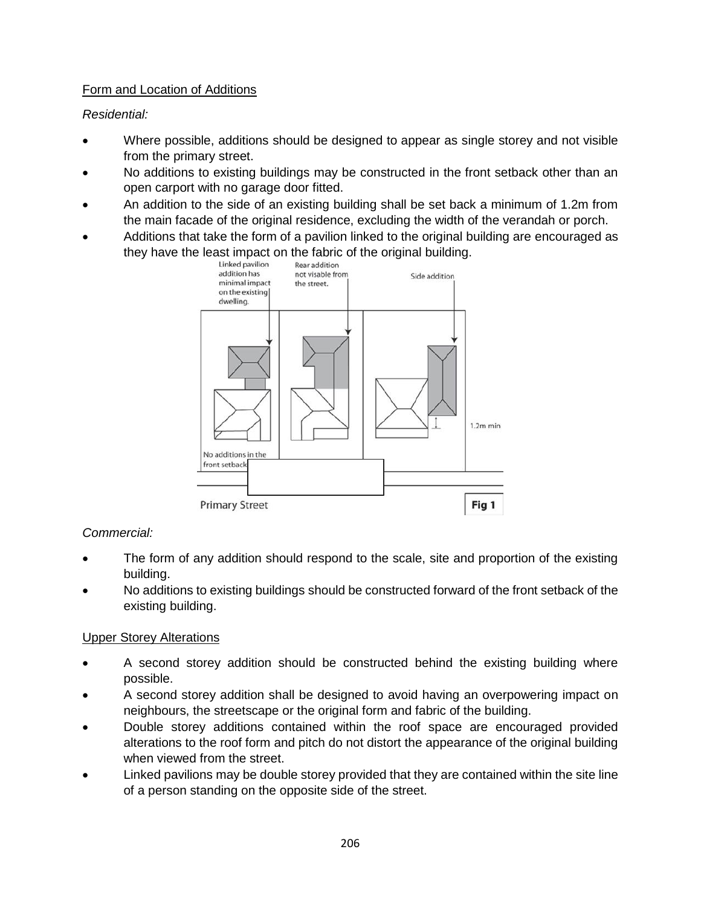Form and Location of Additions

*Residential:*

- Where possible, additions should be designed to appear as single storey and not visible from the primary street.
- No additions to existing buildings may be constructed in the front setback other than an open carport with no garage door fitted.
- An addition to the side of an existing building shall be set back a minimum of 1.2m from the main facade of the original residence, excluding the width of the verandah or porch.
- Additions that take the form of a pavilion linked to the original building are encouraged as they have the least impact on the fabric of the original building.

Linked pavilion addition has minimal impact on the existing dwelling.

Rear addition not visable from the street.

Side addition

1.2m min

No additions in the front setback

Primary Street

Fig 1

*Commercial:*

- The form of any addition should respond to the scale, site and proportion of the existing building.
- No additions to existing buildings should be constructed forward of the front setback of the existing building.

Upper Storey Alterations

- A second storey addition should be constructed behind the existing building where possible.
- A second storey addition shall be designed to avoid having an overpowering impact on neighbours, the streetscape or the original form and fabric of the building.
- Double storey additions contained within the roof space are encouraged provided alterations to the roof form and pitch do not distort the appearance of the original building when viewed from the street.
- Linked pavilions may be double storey provided that they are contained within the site line of a person standing on the opposite side of the street.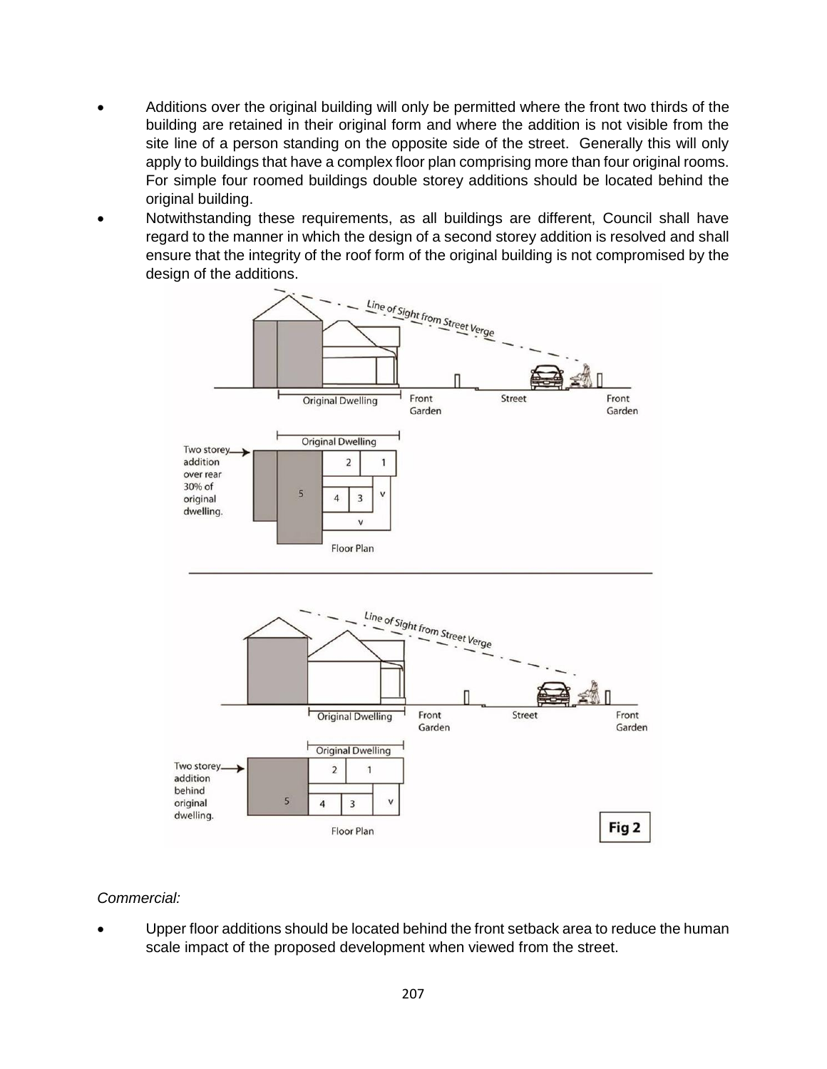- Additions over the original building will only be permitted where the front two thirds of the building are retained in their original form and where the addition is not visible from the site line of a person standing on the opposite side of the street. Generally this will only apply to buildings that have a complex floor plan comprising more than four original rooms. For simple four roomed buildings double storey additions should be located behind the original building.
- Notwithstanding these requirements, as all buildings are different, Council shall have regard to the manner in which the design of a second storey addition is resolved and shall ensure that the integrity of the roof form of the original building is not compromised by the design of the additions.

Line of Sight from Street Verge

Original Dwelling | Front Garden | Street | Front Garden

Two storey addition over rear 30% of original dwelling.

Floor Plan

Line of Sight from Street Verge

Original Dwelling | Front Garden | Street | Front Garden

Two storey addition behind original dwelling.

Floor Plan

Fig 2

*Commercial:*

- Upper floor additions should be located behind the front setback area to reduce the human scale impact of the proposed development when viewed from the street.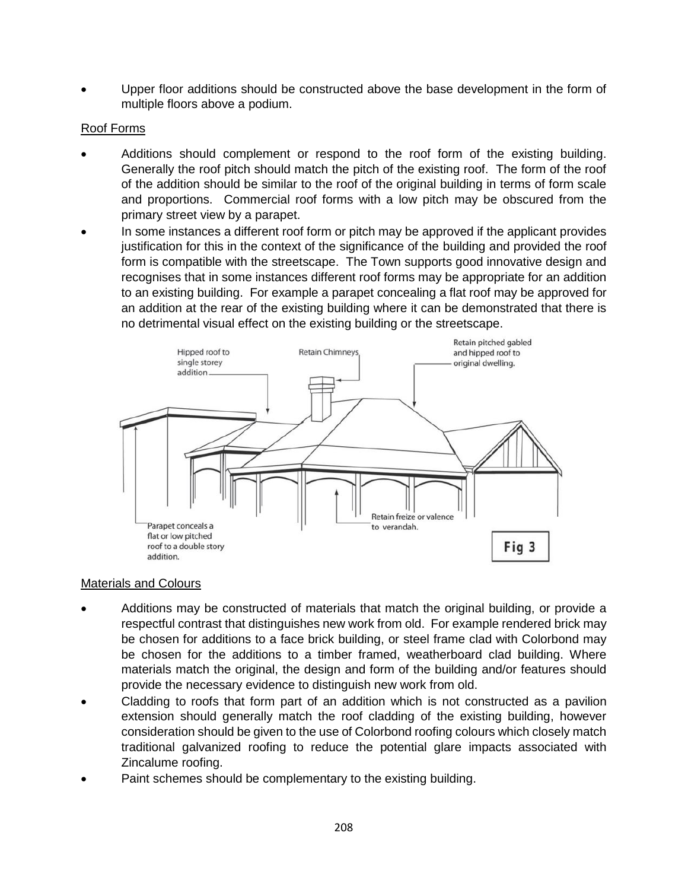- Upper floor additions should be constructed above the base development in the form of multiple floors above a podium.

Roof Forms

- Additions should complement or respond to the roof form of the existing building. Generally the roof pitch should match the pitch of the existing roof. The form of the roof of the addition should be similar to the roof of the original building in terms of form scale and proportions. Commercial roof forms with a low pitch may be obscured from the primary street view by a parapet.
- In some instances a different roof form or pitch may be approved if the applicant provides justification for this in the context of the significance of the building and provided the roof form is compatible with the streetscape. The Town supports good innovative design and recognises that in some instances different roof forms may be appropriate for an addition to an existing building. For example a parapet concealing a flat roof may be approved for an addition at the rear of the existing building where it can be demonstrated that there is no detrimental visual effect on the existing building or the streetscape.

Hipped roof to single storey addition

Retain Chimneys

Retain pitched gabled and hipped roof to original dwelling.

Parapet conceals a flat or low pitched roof to a double story addition.

Retain freize or valence to verandah.

Fig 3

Materials and Colours

- Additions may be constructed of materials that match the original building, or provide a respectful contrast that distinguishes new work from old. For example rendered brick may be chosen for additions to a face brick building, or steel frame clad with Colorbond may be chosen for the additions to a timber framed, weatherboard clad building. Where materials match the original, the design and form of the building and/or features should provide the necessary evidence to distinguish new work from old.
- Cladding to roofs that form part of an addition which is not constructed as a pavilion extension should generally match the roof cladding of the existing building, however consideration should be given to the use of Colorbond roofing colours which closely match traditional galvanized roofing to reduce the potential glare impacts associated with Zincalume roofing.
- Paint schemes should be complementary to the existing building.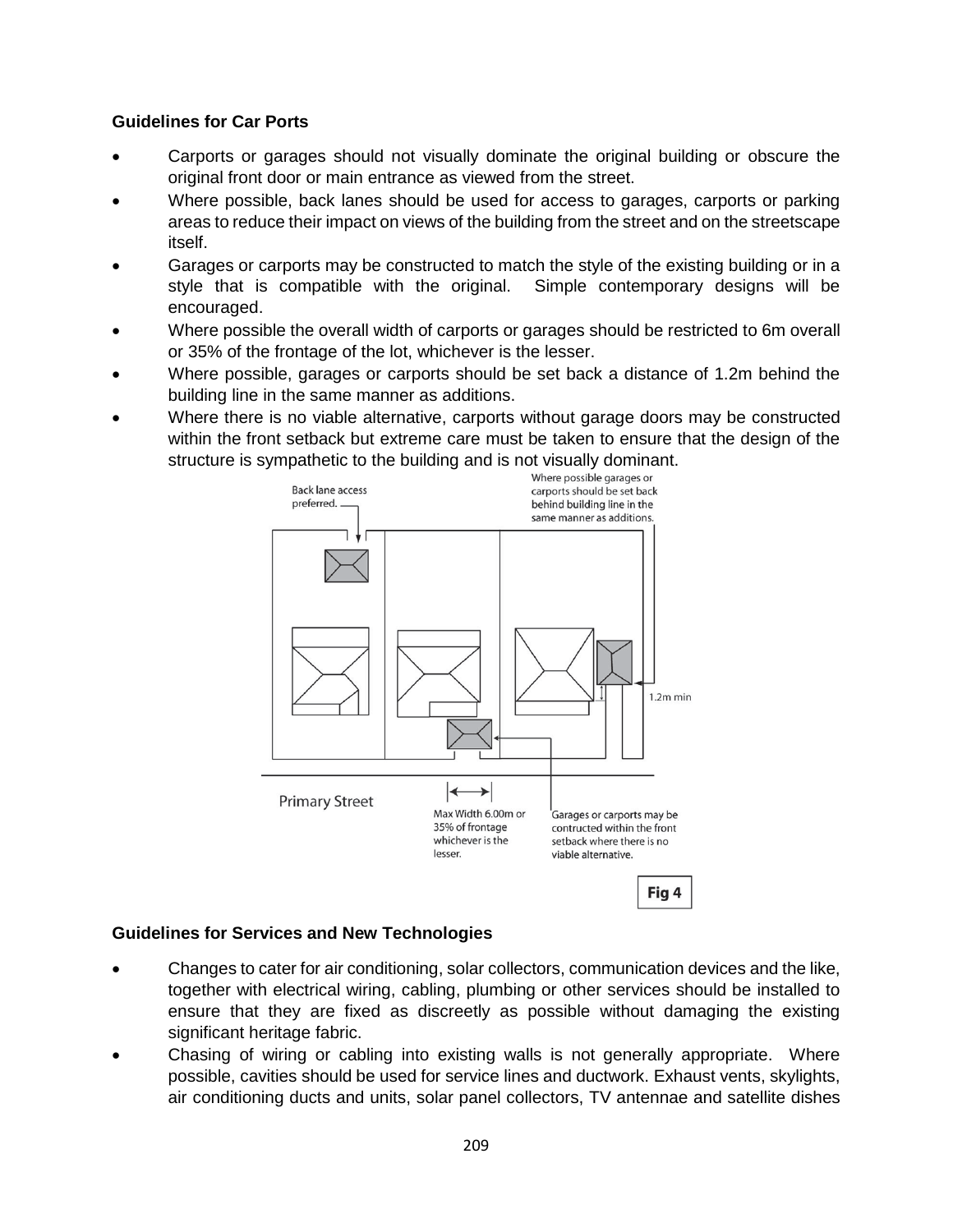### Guidelines for Car Ports

- Carports or garages should not visually dominate the original building or obscure the original front door or main entrance as viewed from the street.
- Where possible, back lanes should be used for access to garages, carports or parking areas to reduce their impact on views of the building from the street and on the streetscape itself.
- Garages or carports may be constructed to match the style of the existing building or in a style that is compatible with the original. Simple contemporary designs will be encouraged.
- Where possible the overall width of carports or garages should be restricted to 6m overall or 35% of the frontage of the lot, whichever is the lesser.
- Where possible, garages or carports should be set back a distance of 1.2m behind the building line in the same manner as additions.
- Where there is no viable alternative, carports without garage doors may be constructed within the front setback but extreme care must be taken to ensure that the design of the structure is sympathetic to the building and is not visually dominant.

Back lane access preferred.

Where possible garages or carports should be set back behind building line in the same manner as additions.

1.2m min

Primary Street

Max Width 6.00m or 35% of frontage whichever is the lesser.

Garages or carports may be contructed within the front setback where there is no viable alternative.

Fig 4

### Guidelines for Services and New Technologies

- Changes to cater for air conditioning, solar collectors, communication devices and the like, together with electrical wiring, cabling, plumbing or other services should be installed to ensure that they are fixed as discreetly as possible without damaging the existing significant heritage fabric.
- Chasing of wiring or cabling into existing walls is not generally appropriate. Where possible, cavities should be used for service lines and ductwork. Exhaust vents, skylights, air conditioning ducts and units, solar panel collectors, TV antennae and satellite dishes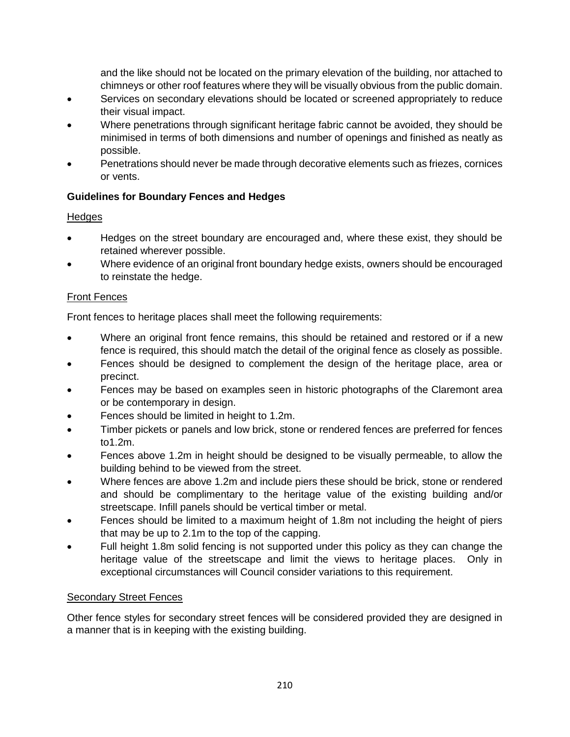and the like should not be located on the primary elevation of the building, nor attached to chimneys or other roof features where they will be visually obvious from the public domain.

- Services on secondary elevations should be located or screened appropriately to reduce their visual impact.
- Where penetrations through significant heritage fabric cannot be avoided, they should be minimised in terms of both dimensions and number of openings and finished as neatly as possible.
- Penetrations should never be made through decorative elements such as friezes, cornices or vents.

**Guidelines for Boundary Fences and Hedges**

Hedges

- Hedges on the street boundary are encouraged and, where these exist, they should be retained wherever possible.
- Where evidence of an original front boundary hedge exists, owners should be encouraged to reinstate the hedge.

Front Fences

Front fences to heritage places shall meet the following requirements:

- Where an original front fence remains, this should be retained and restored or if a new fence is required, this should match the detail of the original fence as closely as possible.
- Fences should be designed to complement the design of the heritage place, area or precinct.
- Fences may be based on examples seen in historic photographs of the Claremont area or be contemporary in design.
- Fences should be limited in height to 1.2m.
- Timber pickets or panels and low brick, stone or rendered fences are preferred for fences to1.2m.
- Fences above 1.2m in height should be designed to be visually permeable, to allow the building behind to be viewed from the street.
- Where fences are above 1.2m and include piers these should be brick, stone or rendered and should be complimentary to the heritage value of the existing building and/or streetscape. Infill panels should be vertical timber or metal.
- Fences should be limited to a maximum height of 1.8m not including the height of piers that may be up to 2.1m to the top of the capping.
- Full height 1.8m solid fencing is not supported under this policy as they can change the heritage value of the streetscape and limit the views to heritage places. Only in exceptional circumstances will Council consider variations to this requirement.

Secondary Street Fences

Other fence styles for secondary street fences will be considered provided they are designed in a manner that is in keeping with the existing building.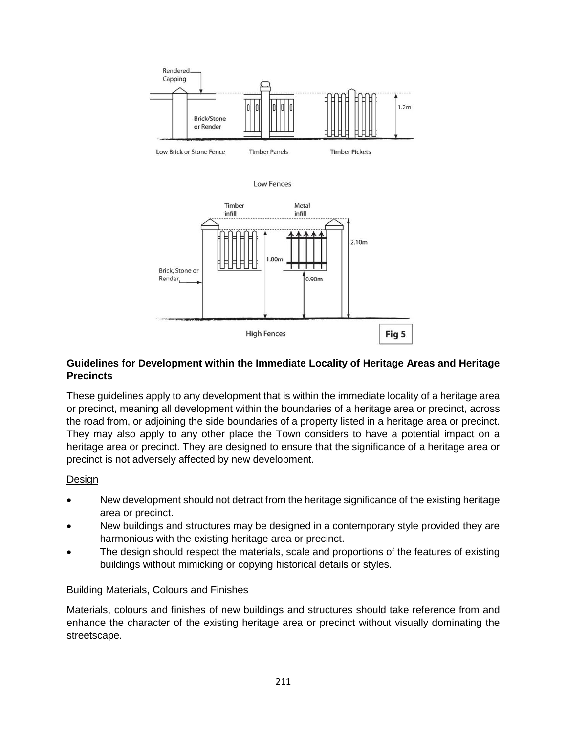Rendered Capping

Brick/Stone or Render

1.2m

Low Brick or Stone Fence

Timber Panels

Timber Pickets

Low Fences

Timber infill

Metal infill

2.10m

1.80m

Brick, Stone or Render

0.90m

High Fences

**Fig 5**

**Guidelines for Development within the Immediate Locality of Heritage Areas and Heritage Precincts**

These guidelines apply to any development that is within the immediate locality of a heritage area or precinct, meaning all development within the boundaries of a heritage area or precinct, across the road from, or adjoining the side boundaries of a property listed in a heritage area or precinct. They may also apply to any other place the Town considers to have a potential impact on a heritage area or precinct. They are designed to ensure that the significance of a heritage area or precinct is not adversely affected by new development.

Design

- New development should not detract from the heritage significance of the existing heritage area or precinct.
- New buildings and structures may be designed in a contemporary style provided they are harmonious with the existing heritage area or precinct.
- The design should respect the materials, scale and proportions of the features of existing buildings without mimicking or copying historical details or styles.

Building Materials, Colours and Finishes

Materials, colours and finishes of new buildings and structures should take reference from and enhance the character of the existing heritage area or precinct without visually dominating the streetscape.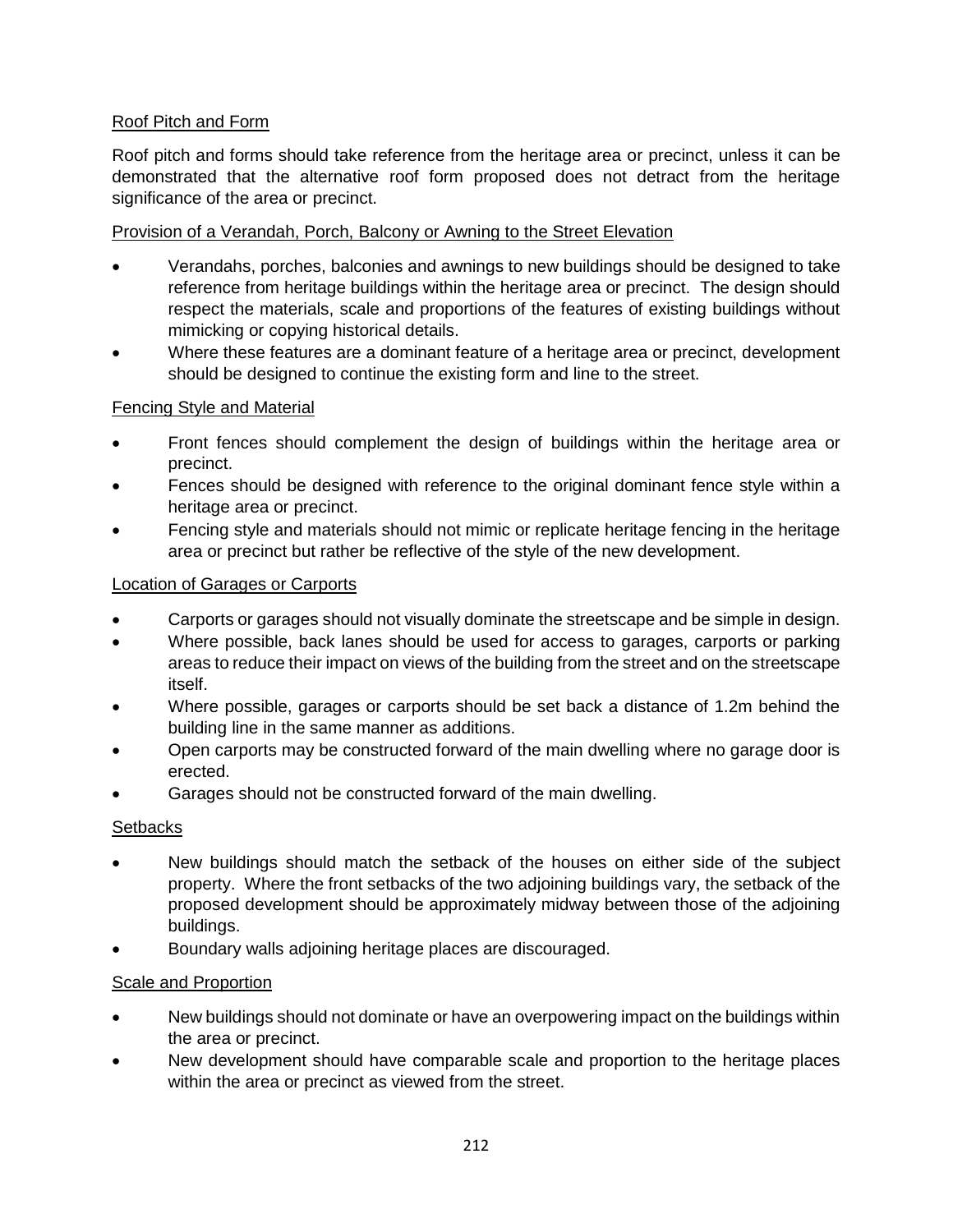### Roof Pitch and Form

Roof pitch and forms should take reference from the heritage area or precinct, unless it can be demonstrated that the alternative roof form proposed does not detract from the heritage significance of the area or precinct.

### Provision of a Verandah, Porch, Balcony or Awning to the Street Elevation

- Verandahs, porches, balconies and awnings to new buildings should be designed to take reference from heritage buildings within the heritage area or precinct. The design should respect the materials, scale and proportions of the features of existing buildings without mimicking or copying historical details.
- Where these features are a dominant feature of a heritage area or precinct, development should be designed to continue the existing form and line to the street.

### Fencing Style and Material

- Front fences should complement the design of buildings within the heritage area or precinct.
- Fences should be designed with reference to the original dominant fence style within a heritage area or precinct.
- Fencing style and materials should not mimic or replicate heritage fencing in the heritage area or precinct but rather be reflective of the style of the new development.

### Location of Garages or Carports

- Carports or garages should not visually dominate the streetscape and be simple in design.
- Where possible, back lanes should be used for access to garages, carports or parking areas to reduce their impact on views of the building from the street and on the streetscape itself.
- Where possible, garages or carports should be set back a distance of 1.2m behind the building line in the same manner as additions.
- Open carports may be constructed forward of the main dwelling where no garage door is erected.
- Garages should not be constructed forward of the main dwelling.

### Setbacks

- New buildings should match the setback of the houses on either side of the subject property. Where the front setbacks of the two adjoining buildings vary, the setback of the proposed development should be approximately midway between those of the adjoining buildings.
- Boundary walls adjoining heritage places are discouraged.

### Scale and Proportion

- New buildings should not dominate or have an overpowering impact on the buildings within the area or precinct.
- New development should have comparable scale and proportion to the heritage places within the area or precinct as viewed from the street.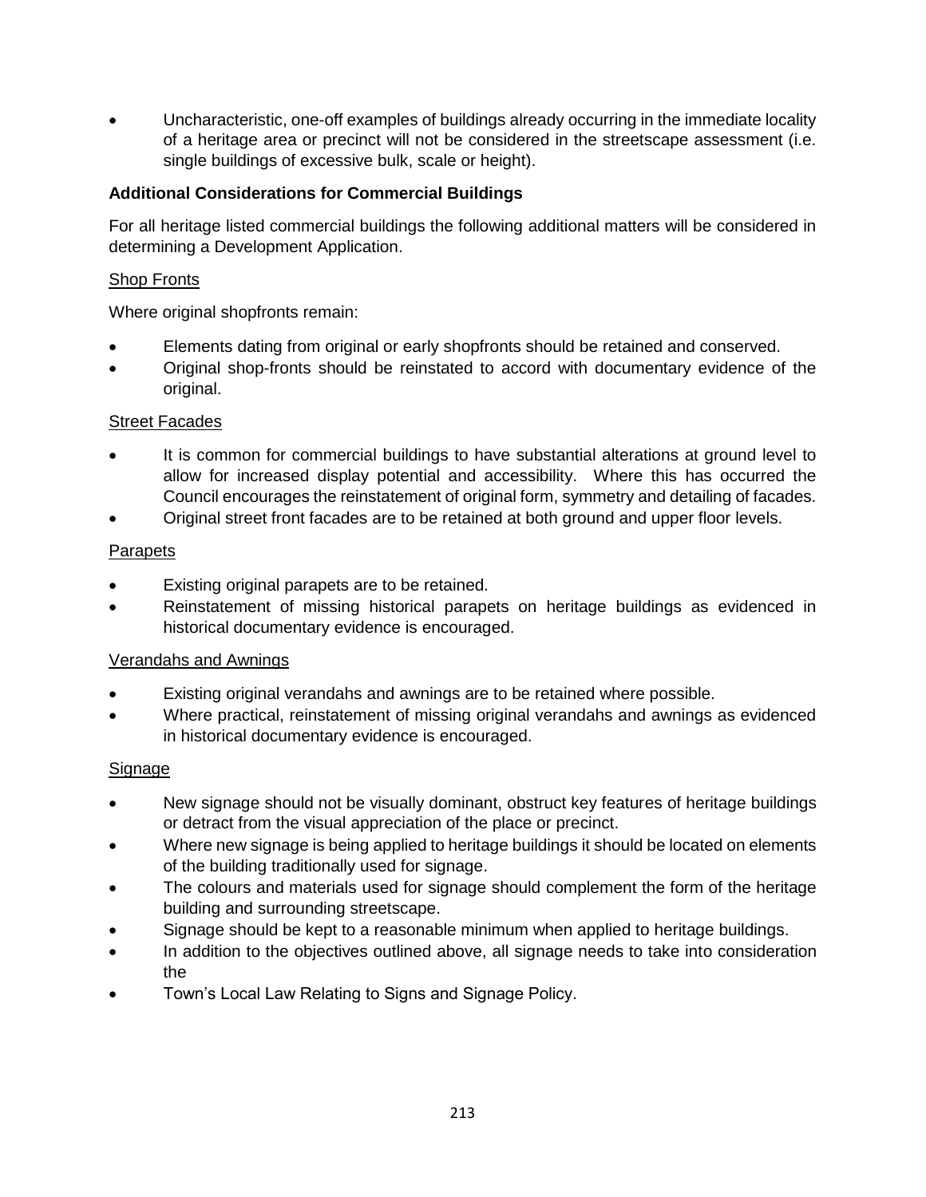- Uncharacteristic, one-off examples of buildings already occurring in the immediate locality of a heritage area or precinct will not be considered in the streetscape assessment (i.e. single buildings of excessive bulk, scale or height).

**Additional Considerations for Commercial Buildings**

For all heritage listed commercial buildings the following additional matters will be considered in determining a Development Application.

<u>Shop Fronts</u>

Where original shopfronts remain:

- Elements dating from original or early shopfronts should be retained and conserved.
- Original shop-fronts should be reinstated to accord with documentary evidence of the original.

<u>Street Facades</u>

- It is common for commercial buildings to have substantial alterations at ground level to allow for increased display potential and accessibility. Where this has occurred the Council encourages the reinstatement of original form, symmetry and detailing of facades.
- Original street front facades are to be retained at both ground and upper floor levels.

<u>Parapets</u>

- Existing original parapets are to be retained.
- Reinstatement of missing historical parapets on heritage buildings as evidenced in historical documentary evidence is encouraged.

<u>Verandahs and Awnings</u>

- Existing original verandahs and awnings are to be retained where possible.
- Where practical, reinstatement of missing original verandahs and awnings as evidenced in historical documentary evidence is encouraged.

<u>Signage</u>

- New signage should not be visually dominant, obstruct key features of heritage buildings or detract from the visual appreciation of the place or precinct.
- Where new signage is being applied to heritage buildings it should be located on elements of the building traditionally used for signage.
- The colours and materials used for signage should complement the form of the heritage building and surrounding streetscape.
- Signage should be kept to a reasonable minimum when applied to heritage buildings.
- In addition to the objectives outlined above, all signage needs to take into consideration the
- Town's Local Law Relating to Signs and Signage Policy.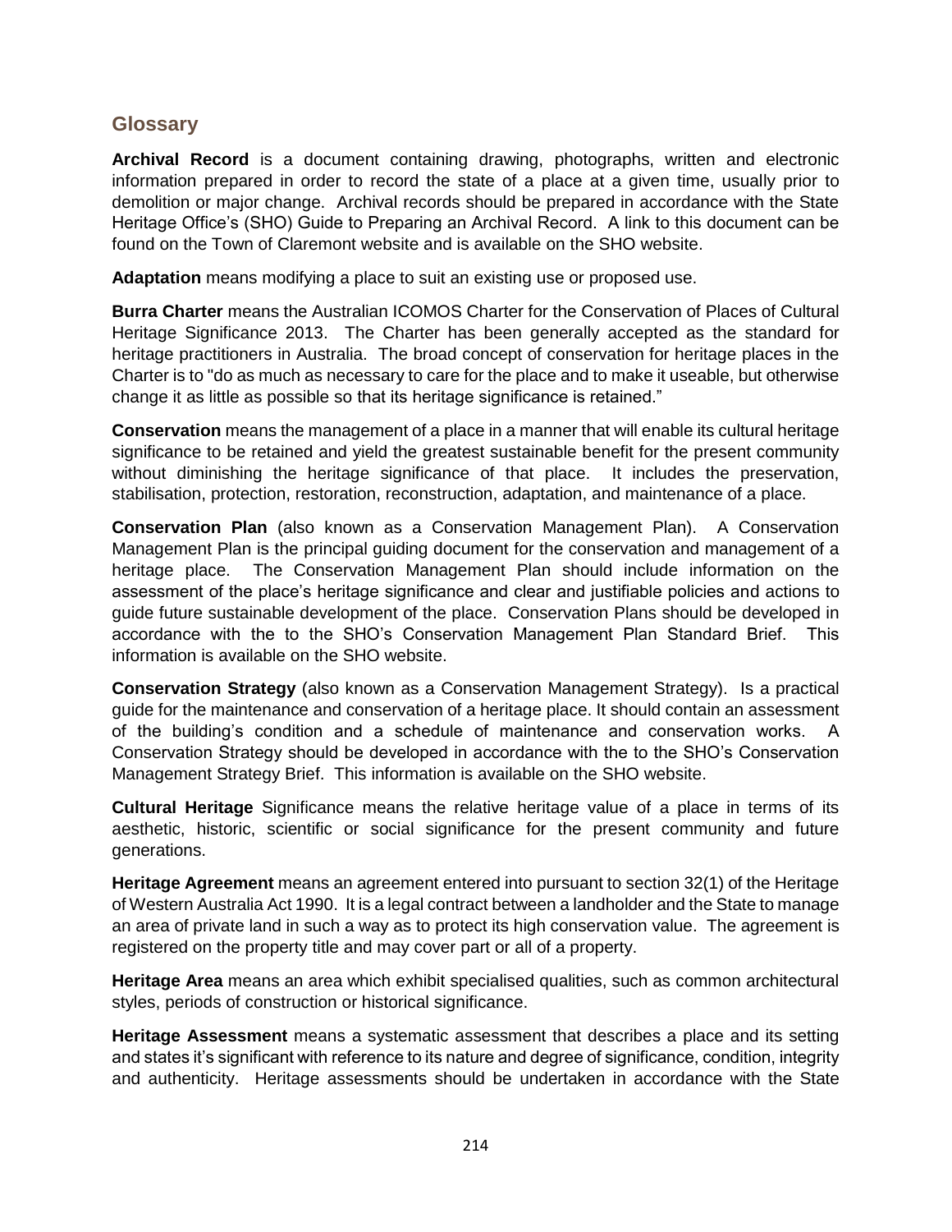## Glossary

**Archival Record** is a document containing drawing, photographs, written and electronic information prepared in order to record the state of a place at a given time, usually prior to demolition or major change. Archival records should be prepared in accordance with the State Heritage Office's (SHO) Guide to Preparing an Archival Record. A link to this document can be found on the Town of Claremont website and is available on the SHO website.

**Adaptation** means modifying a place to suit an existing use or proposed use.

**Burra Charter** means the Australian ICOMOS Charter for the Conservation of Places of Cultural Heritage Significance 2013. The Charter has been generally accepted as the standard for heritage practitioners in Australia. The broad concept of conservation for heritage places in the Charter is to "do as much as necessary to care for the place and to make it useable, but otherwise change it as little as possible so that its heritage significance is retained."

**Conservation** means the management of a place in a manner that will enable its cultural heritage significance to be retained and yield the greatest sustainable benefit for the present community without diminishing the heritage significance of that place. It includes the preservation, stabilisation, protection, restoration, reconstruction, adaptation, and maintenance of a place.

**Conservation Plan** (also known as a Conservation Management Plan). A Conservation Management Plan is the principal guiding document for the conservation and management of a heritage place. The Conservation Management Plan should include information on the assessment of the place's heritage significance and clear and justifiable policies and actions to guide future sustainable development of the place. Conservation Plans should be developed in accordance with the to the SHO's Conservation Management Plan Standard Brief. This information is available on the SHO website.

**Conservation Strategy** (also known as a Conservation Management Strategy). Is a practical guide for the maintenance and conservation of a heritage place. It should contain an assessment of the building's condition and a schedule of maintenance and conservation works. A Conservation Strategy should be developed in accordance with the to the SHO's Conservation Management Strategy Brief. This information is available on the SHO website.

**Cultural Heritage** Significance means the relative heritage value of a place in terms of its aesthetic, historic, scientific or social significance for the present community and future generations.

**Heritage Agreement** means an agreement entered into pursuant to section 32(1) of the Heritage of Western Australia Act 1990. It is a legal contract between a landholder and the State to manage an area of private land in such a way as to protect its high conservation value. The agreement is registered on the property title and may cover part or all of a property.

**Heritage Area** means an area which exhibit specialised qualities, such as common architectural styles, periods of construction or historical significance.

**Heritage Assessment** means a systematic assessment that describes a place and its setting and states it's significant with reference to its nature and degree of significance, condition, integrity and authenticity. Heritage assessments should be undertaken in accordance with the State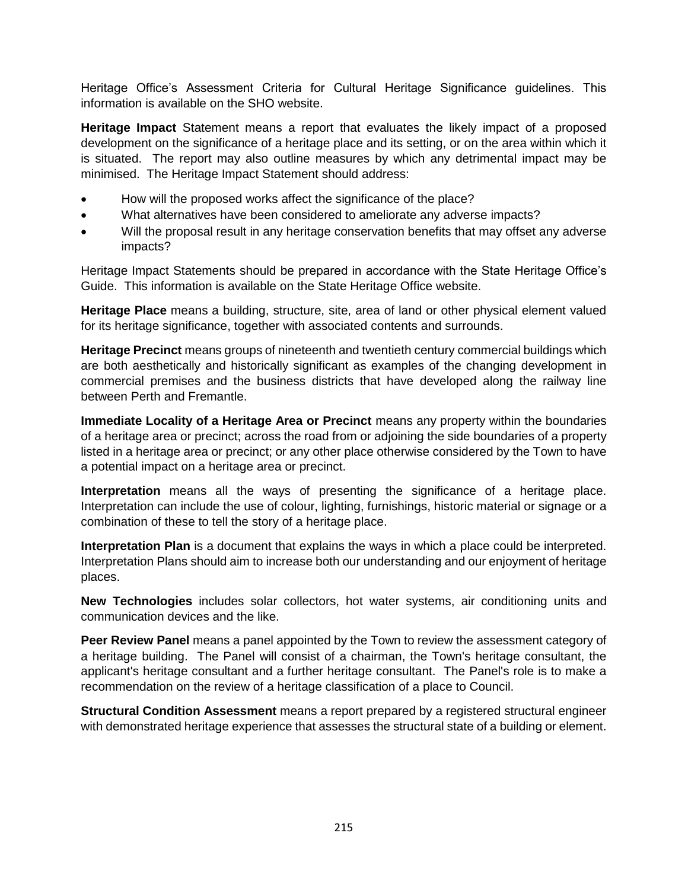Heritage Office's Assessment Criteria for Cultural Heritage Significance guidelines. This information is available on the SHO website.

**Heritage Impact** Statement means a report that evaluates the likely impact of a proposed development on the significance of a heritage place and its setting, or on the area within which it is situated. The report may also outline measures by which any detrimental impact may be minimised. The Heritage Impact Statement should address:

- How will the proposed works affect the significance of the place?
- What alternatives have been considered to ameliorate any adverse impacts?
- Will the proposal result in any heritage conservation benefits that may offset any adverse impacts?

Heritage Impact Statements should be prepared in accordance with the State Heritage Office's Guide. This information is available on the State Heritage Office website.

**Heritage Place** means a building, structure, site, area of land or other physical element valued for its heritage significance, together with associated contents and surrounds.

**Heritage Precinct** means groups of nineteenth and twentieth century commercial buildings which are both aesthetically and historically significant as examples of the changing development in commercial premises and the business districts that have developed along the railway line between Perth and Fremantle.

**Immediate Locality of a Heritage Area or Precinct** means any property within the boundaries of a heritage area or precinct; across the road from or adjoining the side boundaries of a property listed in a heritage area or precinct; or any other place otherwise considered by the Town to have a potential impact on a heritage area or precinct.

**Interpretation** means all the ways of presenting the significance of a heritage place. Interpretation can include the use of colour, lighting, furnishings, historic material or signage or a combination of these to tell the story of a heritage place.

**Interpretation Plan** is a document that explains the ways in which a place could be interpreted. Interpretation Plans should aim to increase both our understanding and our enjoyment of heritage places.

**New Technologies** includes solar collectors, hot water systems, air conditioning units and communication devices and the like.

**Peer Review Panel** means a panel appointed by the Town to review the assessment category of a heritage building. The Panel will consist of a chairman, the Town's heritage consultant, the applicant's heritage consultant and a further heritage consultant. The Panel's role is to make a recommendation on the review of a heritage classification of a place to Council.

**Structural Condition Assessment** means a report prepared by a registered structural engineer with demonstrated heritage experience that assesses the structural state of a building or element.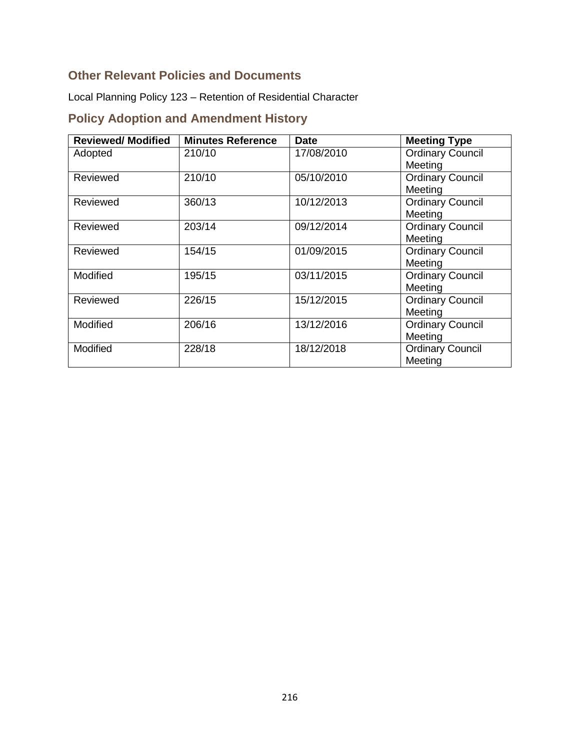## Other Relevant Policies and Documents

Local Planning Policy 123 – Retention of Residential Character

## Policy Adoption and Amendment History

| Reviewed/ Modified | Minutes Reference | Date | Meeting Type |
|---|---|---|---|
| Adopted | 210/10 | 17/08/2010 | Ordinary Council Meeting |
| Reviewed | 210/10 | 05/10/2010 | Ordinary Council Meeting |
| Reviewed | 360/13 | 10/12/2013 | Ordinary Council Meeting |
| Reviewed | 203/14 | 09/12/2014 | Ordinary Council Meeting |
| Reviewed | 154/15 | 01/09/2015 | Ordinary Council Meeting |
| Modified | 195/15 | 03/11/2015 | Ordinary Council Meeting |
| Reviewed | 226/15 | 15/12/2015 | Ordinary Council Meeting |
| Modified | 206/16 | 13/12/2016 | Ordinary Council Meeting |
| Modified | 228/18 | 18/12/2018 | Ordinary Council Meeting |